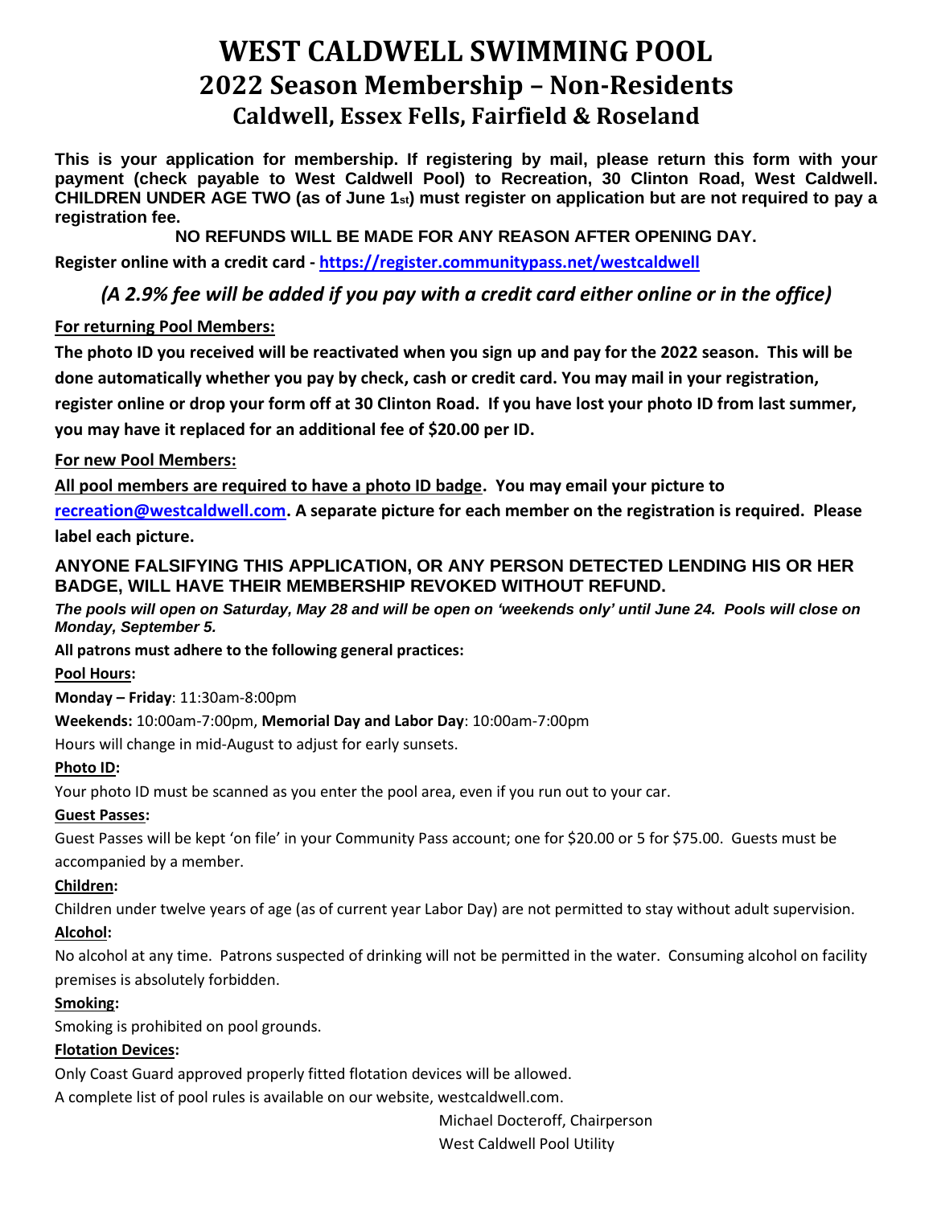# WEST CALDWELL SWIMMING POOL

## 2022 Season Membership – Non-Residents

### Caldwell, Essex Fells, Fairfield & Roseland

**This is your application for membership. If registering by mail, please return this form with your payment (check payable to West Caldwell Pool) to Recreation, 30 Clinton Road, West Caldwell. CHILDREN UNDER AGE TWO (as of June 1st) must register on application but are not required to pay a registration fee.**

**NO REFUNDS WILL BE MADE FOR ANY REASON AFTER OPENING DAY.**

**Register online with a credit card - https://register.communitypass.net/westcaldwell**

*(A 2.9% fee will be added if you pay with a credit card either online or in the office)*

**For returning Pool Members:**

**The photo ID you received will be reactivated when you sign up and pay for the 2022 season. This will be done automatically whether you pay by check, cash or credit card. You may mail in your registration, register online or drop your form off at 30 Clinton Road. If you have lost your photo ID from last summer, you may have it replaced for an additional fee of $20.00 per ID.**

**For new Pool Members:**

**All pool members are required to have a photo ID badge. You may email your picture to recreation@westcaldwell.com. A separate picture for each member on the registration is required. Please label each picture.**

**ANYONE FALSIFYING THIS APPLICATION, OR ANY PERSON DETECTED LENDING HIS OR HER BADGE, WILL HAVE THEIR MEMBERSHIP REVOKED WITHOUT REFUND.**

***The pools will open on Saturday, May 28 and will be open on 'weekends only' until June 24. Pools will close on Monday, September 5.***

**All patrons must adhere to the following general practices:**

**Pool Hours:**

**Monday – Friday**: 11:30am-8:00pm

**Weekends:** 10:00am-7:00pm, **Memorial Day and Labor Day**: 10:00am-7:00pm

Hours will change in mid-August to adjust for early sunsets.

**Photo ID:**

Your photo ID must be scanned as you enter the pool area, even if you run out to your car.

**Guest Passes:**

Guest Passes will be kept 'on file' in your Community Pass account; one for $20.00 or 5 for $75.00. Guests must be accompanied by a member.

**Children:**

Children under twelve years of age (as of current year Labor Day) are not permitted to stay without adult supervision.

**Alcohol:**

No alcohol at any time. Patrons suspected of drinking will not be permitted in the water. Consuming alcohol on facility premises is absolutely forbidden.

**Smoking:**

Smoking is prohibited on pool grounds.

**Flotation Devices:**

Only Coast Guard approved properly fitted flotation devices will be allowed.

A complete list of pool rules is available on our website, westcaldwell.com.

Michael Docteroff, Chairperson
West Caldwell Pool Utility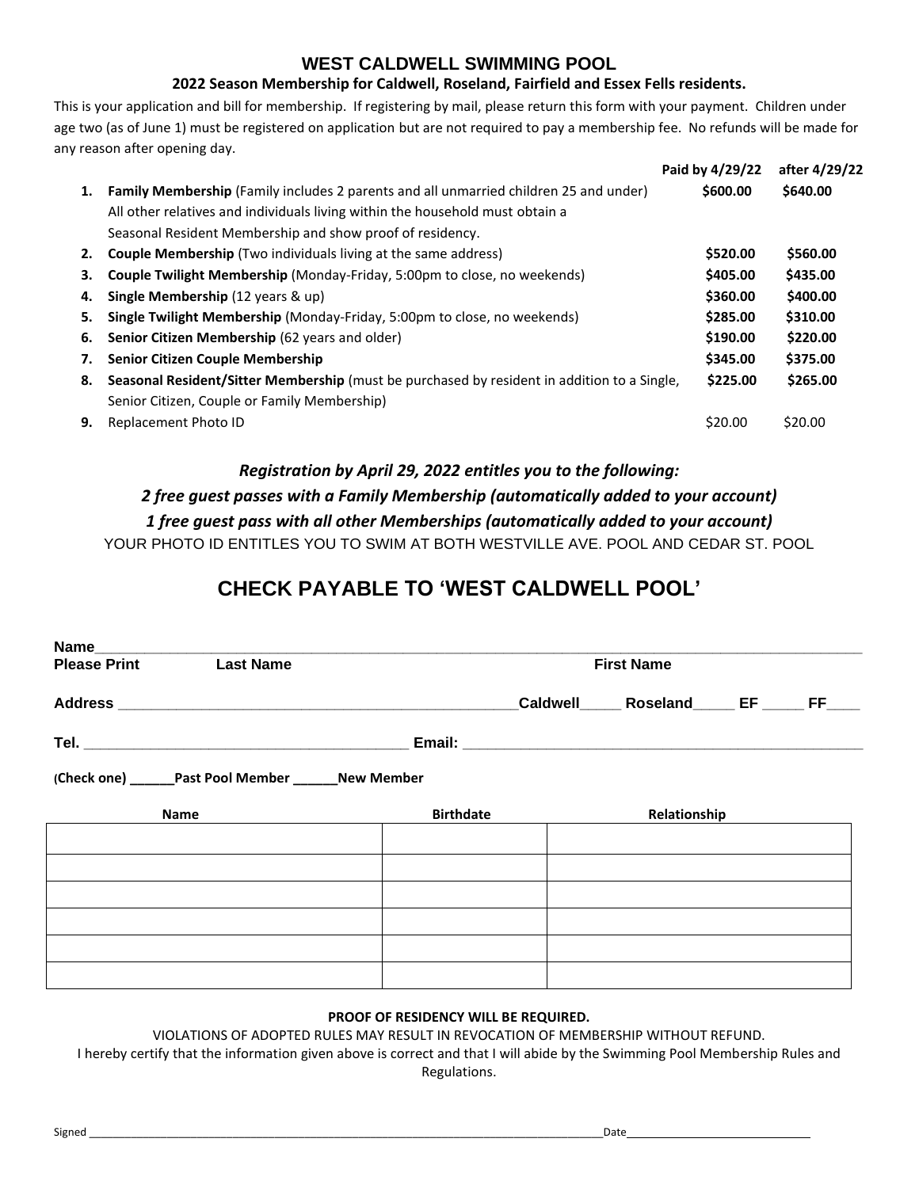# WEST CALDWELL SWIMMING POOL

**2022 Season Membership for Caldwell, Roseland, Fairfield and Essex Fells residents.**

This is your application and bill for membership. If registering by mail, please return this form with your payment. Children under age two (as of June 1) must be registered on application but are not required to pay a membership fee. No refunds will be made for any reason after opening day.

| | | Paid by 4/29/22 | after 4/29/22 |
|---|---|---|---|
| 1. | **Family Membership** (Family includes 2 parents and all unmarried children 25 and under) All other relatives and individuals living within the household must obtain a Seasonal Resident Membership and show proof of residency. | $600.00 | $640.00 |
| 2. | **Couple Membership** (Two individuals living at the same address) | $520.00 | $560.00 |
| 3. | **Couple Twilight Membership** (Monday-Friday, 5:00pm to close, no weekends) | $405.00 | $435.00 |
| 4. | **Single Membership** (12 years & up) | $360.00 | $400.00 |
| 5. | **Single Twilight Membership** (Monday-Friday, 5:00pm to close, no weekends) | $285.00 | $310.00 |
| 6. | **Senior Citizen Membership** (62 years and older) | $190.00 | $220.00 |
| 7. | **Senior Citizen Couple Membership** | $345.00 | $375.00 |
| 8. | **Seasonal Resident/Sitter Membership** (must be purchased by resident in addition to a Single, Senior Citizen, Couple or Family Membership) | $225.00 | $265.00 |
| 9. | Replacement Photo ID | $20.00 | $20.00 |

***Registration by April 29, 2022 entitles you to the following:***

***2 free guest passes with a Family Membership (automatically added to your account)***

***1 free guest pass with all other Memberships (automatically added to your account)***

YOUR PHOTO ID ENTITLES YOU TO SWIM AT BOTH WESTVILLE AVE. POOL AND CEDAR ST. POOL

## CHECK PAYABLE TO 'WEST CALDWELL POOL'

**Name**______________________________________________________________

**Please Print** **Last Name** **First Name**

**Address** ______________________________________ **Caldwell**_____ **Roseland**_____ **EF** _____ **FF**____

**Tel.** ______________________________ **Email:** ______________________________

**(Check one)** ______**Past Pool Member** ______**New Member**

| Name | Birthdate | Relationship |
|---|---|---|
| | | |
| | | |
| | | |
| | | |
| | | |
| | | |

**PROOF OF RESIDENCY WILL BE REQUIRED.**

VIOLATIONS OF ADOPTED RULES MAY RESULT IN REVOCATION OF MEMBERSHIP WITHOUT REFUND.

I hereby certify that the information given above is correct and that I will abide by the Swimming Pool Membership Rules and Regulations.

Signed ______________________________________________ Date______________________